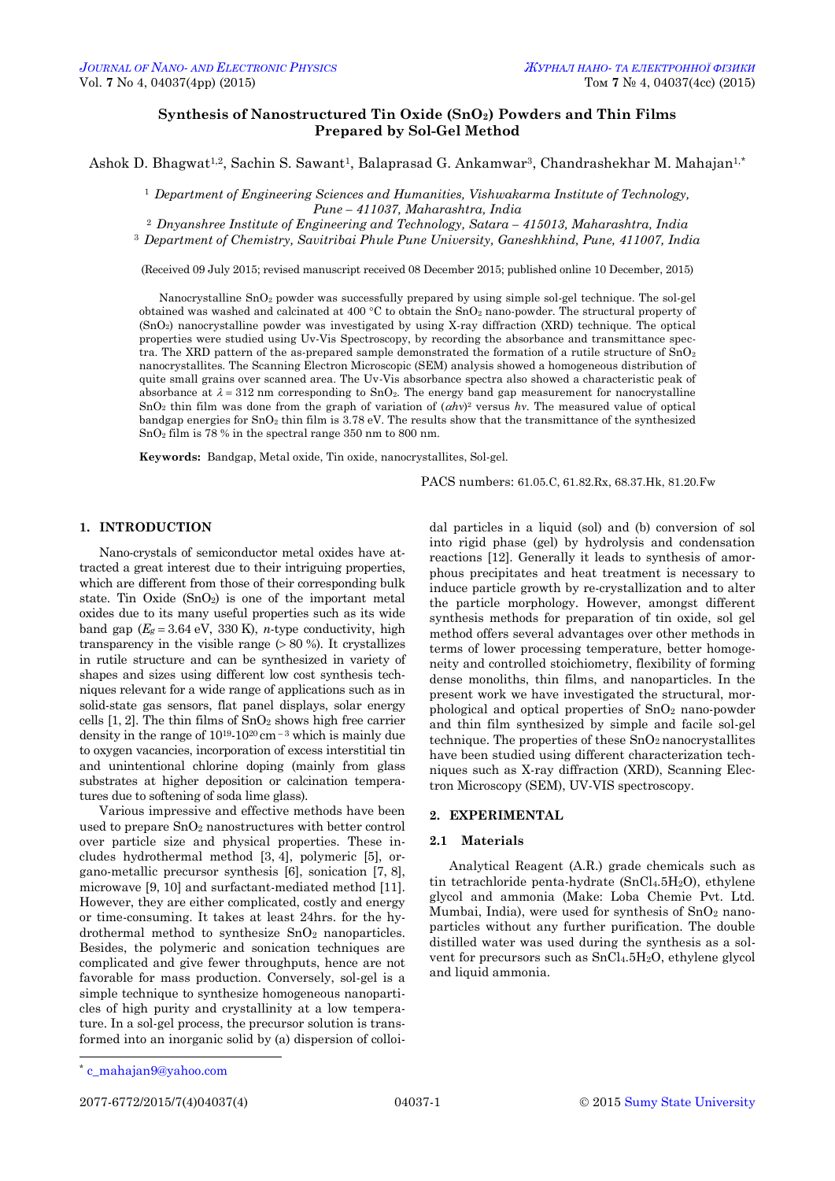# Synthesis of Nanostructured Tin Oxide ($SnO_2$) Powders and Thin Films Prepared by Sol-Gel Method

Ashok D. Bhagwat[1,2], Sachin S. Sawant[1], Balaprasad G. Ankamwar[3], Chandrashekhar M. Mahajan[1,*]

[1] *Department of Engineering Sciences and Humanities, Vishwakarma Institute of Technology, Pune – 411037, Maharashtra, India*

[2] *Dnyanshree Institute of Engineering and Technology, Satara – 415013, Maharashtra, India*

[3] *Department of Chemistry, Savitribai Phule Pune University, Ganeshkhind, Pune, 411007, India*

(Received 09 July 2015; revised manuscript received 08 December 2015; published online 10 December, 2015)

Nanocrystalline $SnO_2$ powder was successfully prepared by using simple sol-gel technique. The sol-gel obtained was washed and calcinated at 400 °C to obtain the $SnO_2$ nano-powder. The structural property of ($SnO_2$) nanocrystalline powder was investigated by using X-ray diffraction (XRD) technique. The optical properties were studied using Uv-Vis Spectroscopy, by recording the absorbance and transmittance spectra. The XRD pattern of the as-prepared sample demonstrated the formation of a rutile structure of $SnO_2$ nanocrystallites. The Scanning Electron Microscopic (SEM) analysis showed a homogeneous distribution of quite small grains over scanned area. The Uv-Vis absorbance spectra also showed a characteristic peak of absorbance at $\lambda = 312$ nm corresponding to $SnO_2$. The energy band gap measurement for nanocrystalline $SnO_2$ thin film was done from the graph of variation of $(\alpha h\nu)^2$ versus $h\nu$. The measured value of optical bandgap energies for $SnO_2$ thin film is 3.78 eV. The results show that the transmittance of the synthesized $SnO_2$ film is 78 % in the spectral range 350 nm to 800 nm.

**Keywords:** Bandgap, Metal oxide, Tin oxide, nanocrystallites, Sol-gel.

PACS numbers: 61.05.C, 61.82.Rx, 68.37.Hk, 81.20.Fw

## 1. INTRODUCTION

Nano-crystals of semiconductor metal oxides have attracted a great interest due to their intriguing properties, which are different from those of their corresponding bulk state. Tin Oxide ($SnO_2$) is one of the important metal oxides due to its many useful properties such as its wide band gap ($E_g = 3.64$ eV, 330 K), *n*-type conductivity, high transparency in the visible range (> 80 %). It crystallizes in rutile structure and can be synthesized in variety of shapes and sizes using different low cost synthesis techniques relevant for a wide range of applications such as in solid-state gas sensors, flat panel displays, solar energy cells [1, 2]. The thin films of $SnO_2$ shows high free carrier density in the range of $10^{19}$-$10^{20}$ $cm^{-3}$ which is mainly due to oxygen vacancies, incorporation of excess interstitial tin and unintentional chlorine doping (mainly from glass substrates at higher deposition or calcination temperatures due to softening of soda lime glass).

Various impressive and effective methods have been used to prepare $SnO_2$ nanostructures with better control over particle size and physical properties. These includes hydrothermal method [3, 4], polymeric [5], organo-metallic precursor synthesis [6], sonication [7, 8], microwave [9, 10] and surfactant-mediated method [11]. However, they are either complicated, costly and energy or time-consuming. It takes at least 24hrs. for the hydrothermal method to synthesize $SnO_2$ nanoparticles. Besides, the polymeric and sonication techniques are complicated and give fewer throughputs, hence are not favorable for mass production. Conversely, sol-gel is a simple technique to synthesize homogeneous nanoparticles of high purity and crystallinity at a low temperature. In a sol-gel process, the precursor solution is transformed into an inorganic solid by (a) dispersion of colloidal particles in a liquid (sol) and (b) conversion of sol into rigid phase (gel) by hydrolysis and condensation reactions [12]. Generally it leads to synthesis of amorphous precipitates and heat treatment is necessary to induce particle growth by re-crystallization and to alter the particle morphology. However, amongst different synthesis methods for preparation of tin oxide, sol gel method offers several advantages over other methods in terms of lower processing temperature, better homogeneity and controlled stoichiometry, flexibility of forming dense monoliths, thin films, and nanoparticles. In the present work we have investigated the structural, morphological and optical properties of $SnO_2$ nano-powder and thin film synthesized by simple and facile sol-gel technique. The properties of these $SnO_2$ nanocrystallites have been studied using different characterization techniques such as X-ray diffraction (XRD), Scanning Electron Microscopy (SEM), UV-VIS spectroscopy.

## 2. EXPERIMENTAL

### 2.1 Materials

Analytical Reagent (A.R.) grade chemicals such as tin tetrachloride penta-hydrate ($SnCl_4.5H_2O$), ethylene glycol and ammonia (Make: Loba Chemie Pvt. Ltd. Mumbai, India), were used for synthesis of $SnO_2$ nanoparticles without any further purification. The double distilled water was used during the synthesis as a solvent for precursors such as $SnCl_4.5H_2O$, ethylene glycol and liquid ammonia.

[*] c_mahajan9@yahoo.com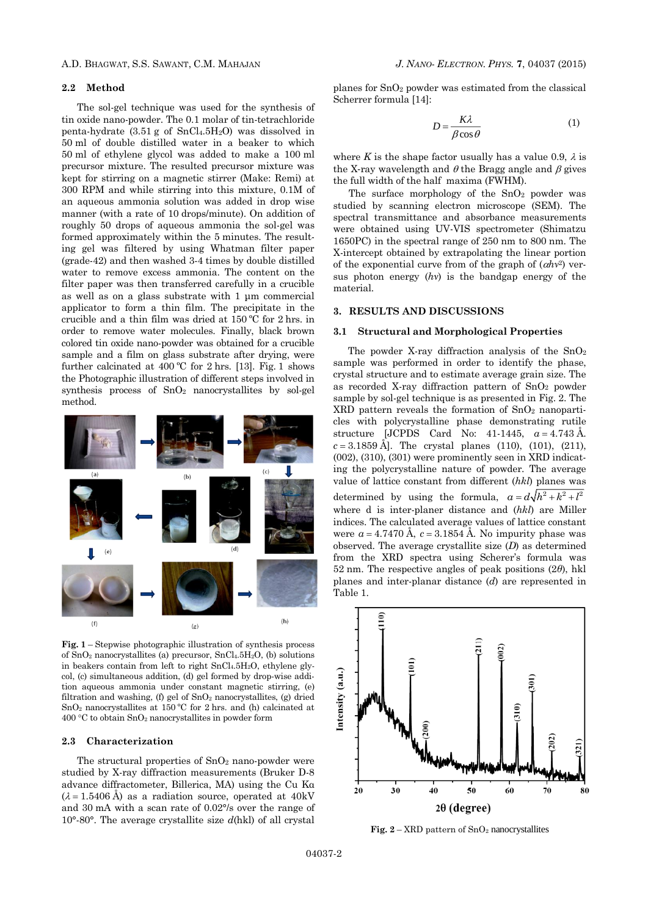### 2.2 Method

The sol-gel technique was used for the synthesis of tin oxide nano-powder. The 0.1 molar of tin-tetrachloride penta-hydrate (3.51 g of $SnCl_4.5H_2O$) was dissolved in 50 ml of double distilled water in a beaker to which 50 ml of ethylene glycol was added to make a 100 ml precursor mixture. The resulted precursor mixture was kept for stirring on a magnetic stirrer (Make: Remi) at 300 RPM and while stirring into this mixture, 0.1M of an aqueous ammonia solution was added in drop wise manner (with a rate of 10 drops/minute). On addition of roughly 50 drops of aqueous ammonia the sol-gel was formed approximately within the 5 minutes. The resulting gel was filtered by using Whatman filter paper (grade-42) and then washed 3-4 times by double distilled water to remove excess ammonia. The content on the filter paper was then transferred carefully in a crucible as well as on a glass substrate with 1 μm commercial applicator to form a thin film. The precipitate in the crucible and a thin film was dried at 150 ºC for 2 hrs. in order to remove water molecules. Finally, black brown colored tin oxide nano-powder was obtained for a crucible sample and a film on glass substrate after drying, were further calcinated at 400 ºC for 2 hrs. [13]. Fig. 1 shows the Photographic illustration of different steps involved in synthesis process of $SnO_2$ nanocrystallites by sol-gel method.

**Fig. 1** – Stepwise photographic illustration of synthesis process of $SnO_2$ nanocrystallites (a) precursor, $SnCl_4.5H_2O$, (b) solutions in beakers contain from left to right $SnCl_4.5H_2O$, ethylene glycol, (c) simultaneous addition, (d) gel formed by drop-wise addition aqueous ammonia under constant magnetic stirring, (e) filtration and washing, (f) gel of $SnO_2$ nanocrystallites, (g) dried $SnO_2$ nanocrystallites at 150 ºC for 2 hrs. and (h) calcinated at 400 °C to obtain $SnO_2$ nanocrystallites in powder form

### 2.3 Characterization

The structural properties of $SnO_2$ nano-powder were studied by X-ray diffraction measurements (Bruker D-8 advance diffractometer, Billerica, MA) using the Cu Kα ($\lambda = 1.5406$ Å) as a radiation source, operated at 40kV and 30 mA with a scan rate of 0.02º/s over the range of 10º-80º. The average crystallite size $d$(hkl) of all crystal planes for $SnO_2$ powder was estimated from the classical Scherrer formula [14]:

$$D = \frac{K\lambda}{\beta \cos\theta} \quad (1)$$

where $K$ is the shape factor usually has a value 0.9, $\lambda$ is the X-ray wavelength and $\theta$ the Bragg angle and $\beta$ gives the full width of the half maxima (FWHM).

The surface morphology of the $SnO_2$ powder was studied by scanning electron microscope (SEM). The spectral transmittance and absorbance measurements were obtained using UV-VIS spectrometer (Shimatzu 1650PC) in the spectral range of 250 nm to 800 nm. The X-intercept obtained by extrapolating the linear portion of the exponential curve from of the graph of $(\alpha h\nu^2)$ versus photon energy ($h\nu$) is the bandgap energy of the material.

## 3. RESULTS AND DISCUSSIONS

### 3.1 Structural and Morphological Properties

The powder X-ray diffraction analysis of the $SnO_2$ sample was performed in order to identify the phase, crystal structure and to estimate average grain size. The as recorded X-ray diffraction pattern of $SnO_2$ powder sample by sol-gel technique is as presented in Fig. 2. The XRD pattern reveals the formation of $SnO_2$ nanoparticles with polycrystalline phase demonstrating rutile structure [JCPDS Card No: 41-1445, $a = 4.743$ Å. $c = 3.1859$ Å]. The crystal planes (110), (101), (211), (002), (310), (301) were prominently seen in XRD indicating the polycrystalline nature of powder. The average value of lattice constant from different ($hkl$) planes was determined by using the formula, $a = d\sqrt{h^2 + k^2 + l^2}$ where d is inter-planer distance and ($hkl$) are Miller indices. The calculated average values of lattice constant were $a = 4.7470$ Å, $c = 3.1854$ Å. No impurity phase was observed. The average crystallite size ($D$) as determined from the XRD spectra using Scherer's formula was 52 nm. The respective angles of peak positions ($2\theta$), hkl planes and inter-planar distance ($d$) are represented in Table 1.

**Fig. 2** – XRD pattern of $SnO_2$ nanocrystallites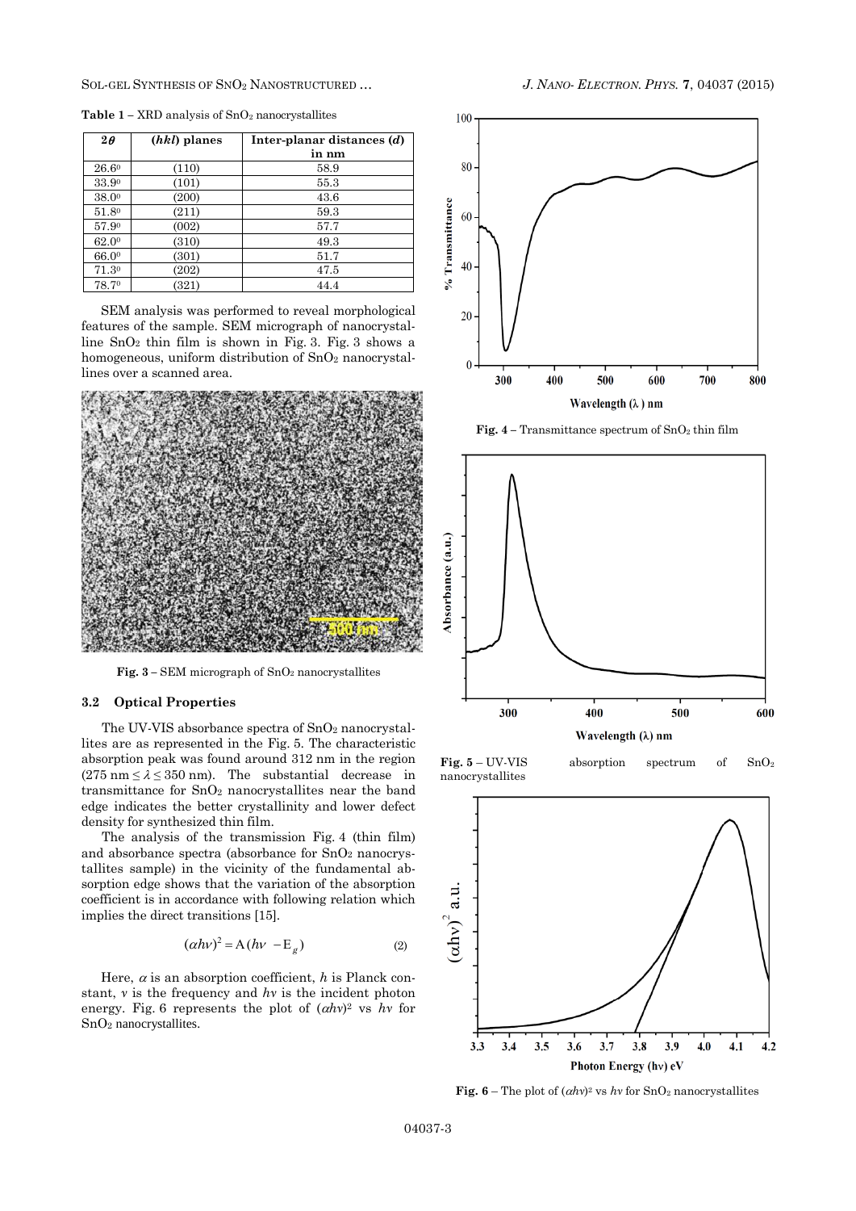**Table 1** – XRD analysis of $SnO_2$ nanocrystallites

| $2\theta$ | (*hkl*) planes | Inter-planar distances (*d*) in nm |
|---|---|---|
| 26.6⁰ | (110) | 58.9 |
| 33.9⁰ | (101) | 55.3 |
| 38.0⁰ | (200) | 43.6 |
| 51.8⁰ | (211) | 59.3 |
| 57.9⁰ | (002) | 57.7 |
| 62.0⁰ | (310) | 49.3 |
| 66.0⁰ | (301) | 51.7 |
| 71.3⁰ | (202) | 47.5 |
| 78.7⁰ | (321) | 44.4 |

SEM analysis was performed to reveal morphological features of the sample. SEM micrograph of nanocrystalline $SnO_2$ thin film is shown in Fig. 3. Fig. 3 shows a homogeneous, uniform distribution of $SnO_2$ nanocrystallines over a scanned area.

**Fig. 3** – SEM micrograph of $SnO_2$ nanocrystallites

### 3.2 Optical Properties

The UV-VIS absorbance spectra of $SnO_2$ nanocrystallites are as represented in the Fig. 5. The characteristic absorption peak was found around 312 nm in the region ($275 \text{ nm} \le \lambda \le 350 \text{ nm}$). The substantial decrease in transmittance for $SnO_2$ nanocrystallites near the band edge indicates the better crystallinity and lower defect density for synthesized thin film.

The analysis of the transmission Fig. 4 (thin film) and absorbance spectra (absorbance for $SnO_2$ nanocrystallites sample) in the vicinity of the fundamental absorption edge shows that the variation of the absorption coefficient is in accordance with following relation which implies the direct transitions [15].

$$(\alpha h\nu)^2 = A(h\nu - E_g) \tag{2}$$

Here, $\alpha$ is an absorption coefficient, $h$ is Planck constant, $\nu$ is the frequency and $h\nu$ is the incident photon energy. Fig. 6 represents the plot of $(\alpha h\nu)^2$ vs $h\nu$ for $SnO_2$ nanocrystallites.

**Fig. 4** – Transmittance spectrum of $SnO_2$ thin film

**Fig. 5** – UV-VIS absorption spectrum of $SnO_2$ nanocrystallites

**Fig. 6** – The plot of $(\alpha h\nu)^2$ vs $h\nu$ for $SnO_2$ nanocrystallites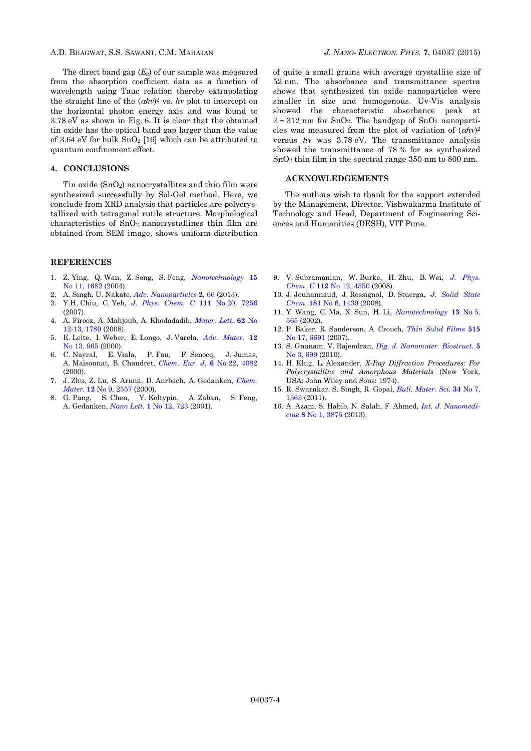The direct band gap ($E_g$) of our sample was measured from the absorption coefficient data as a function of wavelength using Tauc relation thereby extrapolating the straight line of the $(\alpha h\nu)^2$ vs. $h\nu$ plot to intercept on the horizontal photon energy axis and was found to 3.78 eV as shown in Fig. 6. It is clear that the obtained tin oxide has the optical band gap larger than the value of 3.64 eV for bulk $SnO_2$ [16] which can be attributed to quantum confinement effect.

## 4. CONCLUSIONS

Tin oxide ($SnO_2$) nanocrystallites and thin film were synthesized successfully by Sol-Gel method. Here, we conclude from XRD analysis that particles are polycrystallized with tetragonal rutile structure. Morphological characteristics of $SnO_2$ nanocrystallines thin film are obtained from SEM image, shows uniform distribution of quite a small grains with average crystallite size of 52 nm. The absorbance and transmittance spectra shows that synthesized tin oxide nanoparticles were smaller in size and homogenous. Uv-Vis analysis showed the characteristic absorbance peak at $\lambda = 312$ nm for $SnO_2$. The bandgap of $SnO_2$ nanoparticles was measured from the plot of variation of $(\alpha h\nu)^2$ versus $h\nu$ was 3.78 eV. The transmittance analysis showed the transmittance of 78 % for as synthesized $SnO_2$ thin film in the spectral range 350 nm to 800 nm.

## ACKNOWLEDGEMENTS

The authors wish to thank for the support extended by the Management, Director, Vishwakarma Institute of Technology and Head, Department of Engineering Sciences and Humanities (DESH), VIT Pune.

## REFERENCES

1. Z. Ying, Q. Wan, Z. Song, S. Feng, *Nanotechnology* **15** No 11, 1682 (2004).
2. A. Singh, U. Nakate, *Adv. Nanoparticles* **2**, 66 (2013).
3. Y.H. Chiu, C. Yeh, *J. Phys. Chem. C* **111** No 20, 7256 (2007).
4. A. Firooz, A. Mahjoub, A. Khodadadib, *Mater. Lett.* **62** No 12-13, 1789 (2008).
5. E. Leite, I. Weber, E. Longo, J. Varela, *Adv. Mater.* **12** No 13, 965 (2000).
6. C. Nayral, E. Viala, P. Fau, F. Senocq, J. Jumas, A. Maisonnat, B. Chaudret, *Chem. Eur. J.* **6** No 22, 4082 (2000).
7. J. Zhu, Z. Lu, S. Aruna, D. Aurbach, A. Gedanken, *Chem. Mater.* **12** No 9, 2557 (2000).
8. G. Pang, S. Chen, Y. Koltypin, A. Zaban, S. Feng, A. Gedanken, *Nano Lett.* **1** No 12, 723 (2001).
9. V. Subramanian, W. Burke, H. Zhu, B. Wei, *J. Phys. Chem. C* **112** No 12, 4550 (2008).
10. J. Jouhannaud, J. Rossignol, D. Stuerga, *J. Solid State Chem.* **181** No 6, 1439 (2008).
11. Y. Wang, C. Ma, X. Sun, H. Li, *Nanotechnology* **13** No 5, 565 (2002).
12. P. Baker, R. Sanderson, A. Crouch, *Thin Solid Films* **515** No 17, 6691 (2007).
13. S. Gnanam, V. Rajendran, *Dig. J. Nanomater. Biostruct.* **5** No 3, 699 (2010).
14. H. Klug, L. Alexander, *X-Ray Diffraction Procedures: For Polycrystalline and Amorphous Materials* (New York, USA: John Wiley and Sons: 1974).
15. R. Swarnkar, S. Singh, R. Gopal, *Bull. Mater. Sci.* **34** No 7, 1363 (2011).
16. A. Azam, S. Habib, N. Salah, F. Ahmed, *Int. J. Nanomedicine* **8** No 1, 3875 (2013).